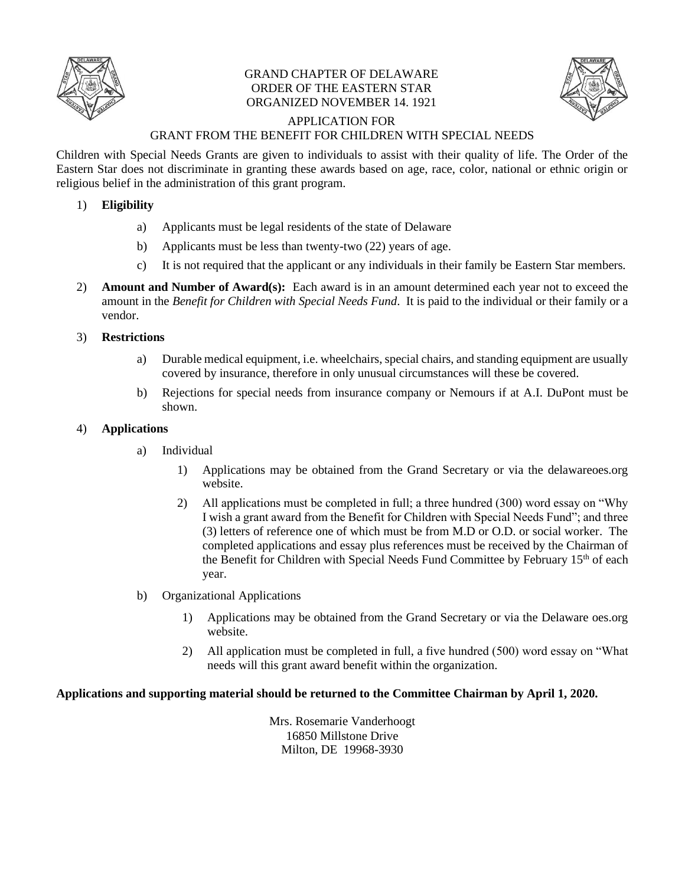# GRAND CHAPTER OF DELAWARE
# ORDER OF THE EASTERN STAR
# ORGANIZED NOVEMBER 14. 1921

## APPLICATION FOR
## GRANT FROM THE BENEFIT FOR CHILDREN WITH SPECIAL NEEDS

Children with Special Needs Grants are given to individuals to assist with their quality of life. The Order of the Eastern Star does not discriminate in granting these awards based on age, race, color, national or ethnic origin or religious belief in the administration of this grant program.

1) **Eligibility**
   - a) Applicants must be legal residents of the state of Delaware
   - b) Applicants must be less than twenty-two (22) years of age.
   - c) It is not required that the applicant or any individuals in their family be Eastern Star members.

2) **Amount and Number of Award(s):** Each award is in an amount determined each year not to exceed the amount in the *Benefit for Children with Special Needs Fund*. It is paid to the individual or their family or a vendor.

3) **Restrictions**
   - a) Durable medical equipment, i.e. wheelchairs, special chairs, and standing equipment are usually covered by insurance, therefore in only unusual circumstances will these be covered.
   - b) Rejections for special needs from insurance company or Nemours if at A.I. DuPont must be shown.

4) **Applications**
   - a) Individual
     - 1) Applications may be obtained from the Grand Secretary or via the delawareoes.org website.
     - 2) All applications must be completed in full; a three hundred (300) word essay on "Why I wish a grant award from the Benefit for Children with Special Needs Fund"; and three (3) letters of reference one of which must be from M.D or O.D. or social worker. The completed applications and essay plus references must be received by the Chairman of the Benefit for Children with Special Needs Fund Committee by February 15th of each year.
   - b) Organizational Applications
     - 1) Applications may be obtained from the Grand Secretary or via the Delaware oes.org website.
     - 2) All application must be completed in full, a five hundred (500) word essay on "What needs will this grant award benefit within the organization.

**Applications and supporting material should be returned to the Committee Chairman by April 1, 2020.**

Mrs. Rosemarie Vanderhoogt
16850 Millstone Drive
Milton, DE 19968-3930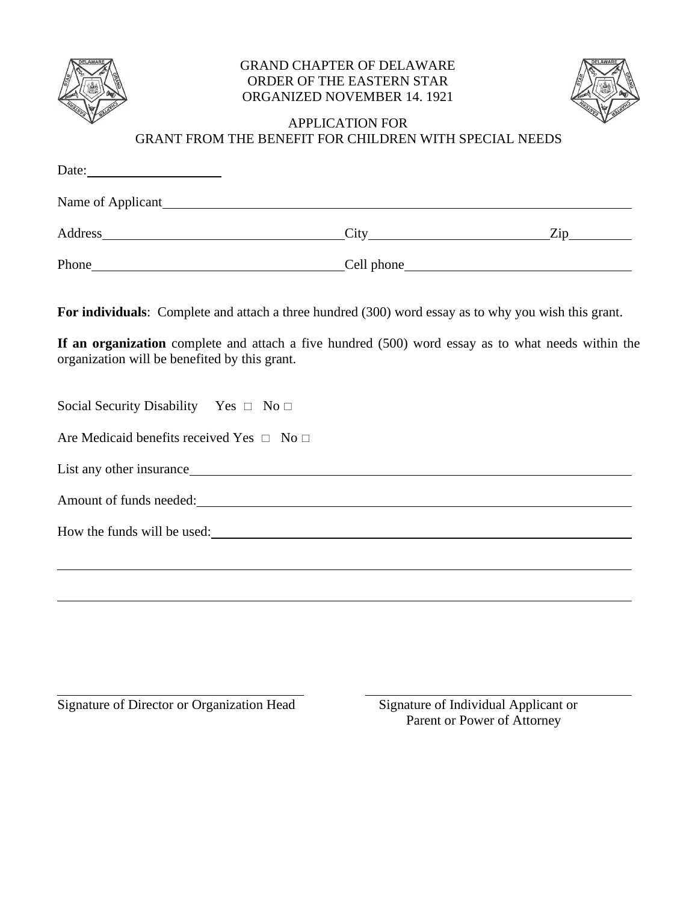GRAND CHAPTER OF DELAWARE
ORDER OF THE EASTERN STAR
ORGANIZED NOVEMBER 14. 1921

APPLICATION FOR
GRANT FROM THE BENEFIT FOR CHILDREN WITH SPECIAL NEEDS

Date:____________________

Name of Applicant______________________________________________________________

Address____________________________City__________________________Zip_________

Phone______________________________Cell phone_______________________________

**For individuals**: Complete and attach a three hundred (300) word essay as to why you wish this grant.

**If an organization** complete and attach a five hundred (500) word essay as to what needs within the organization will be benefited by this grant.

Social Security Disability Yes □ No □

Are Medicaid benefits received Yes □ No □

List any other insurance_______________________________________________________

Amount of funds needed:______________________________________________________

How the funds will be used:____________________________________________________

_____________________________________________________________________________

_____________________________________________________________________________

______________________________________
Signature of Director or Organization Head

______________________________________
Signature of Individual Applicant or
Parent or Power of Attorney